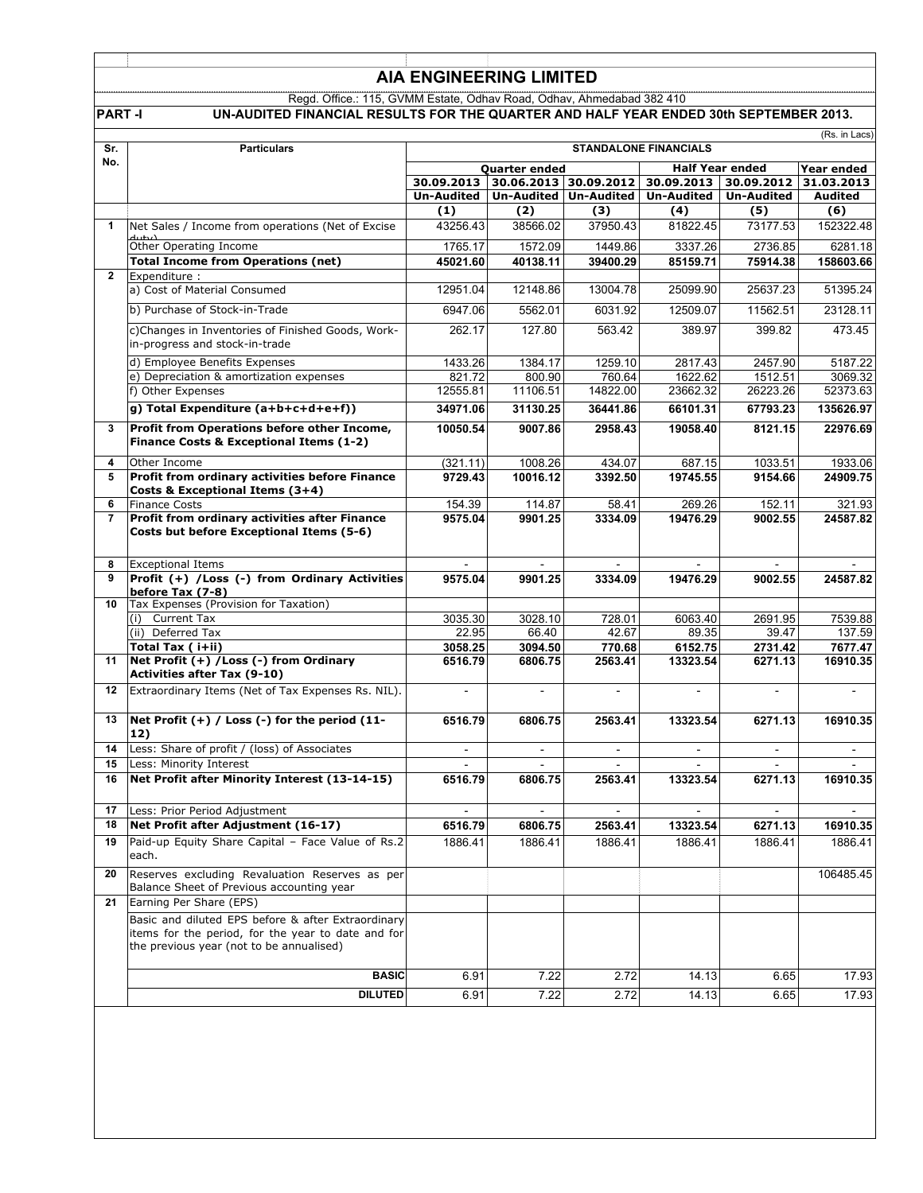# AIA ENGINEERING LIMITED

Regd. Office.: 115, GVMM Estate, Odhav Road, Odhav, Ahmedabad 382 410

**PART -I UN-AUDITED FINANCIAL RESULTS FOR THE QUARTER AND HALF YEAR ENDED 30th SEPTEMBER 2013.**

(Rs. in Lacs)

| Sr. No. | Particulars | STANDALONE FINANCIALS | | | | | |
|---|---|---|---|---|---|---|---|
| | | Quarter ended | | | Half Year ended | | Year ended |
| | | 30.09.2013 | 30.06.2013 | 30.09.2012 | 30.09.2013 | 30.09.2012 | 31.03.2013 |
| | | Un-Audited | Un-Audited | Un-Audited | Un-Audited | Un-Audited | Audited |
| | | (1) | (2) | (3) | (4) | (5) | (6) |
| 1 | Net Sales / Income from operations (Net of Excise duty) | 43256.43 | 38566.02 | 37950.43 | 81822.45 | 73177.53 | 152322.48 |
| | Other Operating Income | 1765.17 | 1572.09 | 1449.86 | 3337.26 | 2736.85 | 6281.18 |
| | **Total Income from Operations (net)** | **45021.60** | **40138.11** | **39400.29** | **85159.71** | **75914.38** | **158603.66** |
| 2 | Expenditure : | | | | | | |
| | a) Cost of Material Consumed | 12951.04 | 12148.86 | 13004.78 | 25099.90 | 25637.23 | 51395.24 |
| | b) Purchase of Stock-in-Trade | 6947.06 | 5562.01 | 6031.92 | 12509.07 | 11562.51 | 23128.11 |
| | c)Changes in Inventories of Finished Goods, Work-in-progress and stock-in-trade | 262.17 | 127.80 | 563.42 | 389.97 | 399.82 | 473.45 |
| | d) Employee Benefits Expenses | 1433.26 | 1384.17 | 1259.10 | 2817.43 | 2457.90 | 5187.22 |
| | e) Depreciation & amortization expenses | 821.72 | 800.90 | 760.64 | 1622.62 | 1512.51 | 3069.32 |
| | f) Other Expenses | 12555.81 | 11106.51 | 14822.00 | 23662.32 | 26223.26 | 52373.63 |
| | **g) Total Expenditure (a+b+c+d+e+f))** | **34971.06** | **31130.25** | **36441.86** | **66101.31** | **67793.23** | **135626.97** |
| 3 | **Profit from Operations before other Income, Finance Costs & Exceptional Items (1-2)** | **10050.54** | **9007.86** | **2958.43** | **19058.40** | **8121.15** | **22976.69** |
| 4 | Other Income | (321.11) | 1008.26 | 434.07 | 687.15 | 1033.51 | 1933.06 |
| 5 | **Profit from ordinary activities before Finance Costs & Exceptional Items (3+4)** | **9729.43** | **10016.12** | **3392.50** | **19745.55** | **9154.66** | **24909.75** |
| 6 | Finance Costs | 154.39 | 114.87 | 58.41 | 269.26 | 152.11 | 321.93 |
| 7 | **Profit from ordinary activities after Finance Costs but before Exceptional Items (5-6)** | **9575.04** | **9901.25** | **3334.09** | **19476.29** | **9002.55** | **24587.82** |
| 8 | Exceptional Items | - | - | - | - | - | - |
| 9 | **Profit (+) /Loss (-) from Ordinary Activities before Tax (7-8)** | **9575.04** | **9901.25** | **3334.09** | **19476.29** | **9002.55** | **24587.82** |
| 10 | Tax Expenses (Provision for Taxation) | | | | | | |
| | (i) Current Tax | 3035.30 | 3028.10 | 728.01 | 6063.40 | 2691.95 | 7539.88 |
| | (ii) Deferred Tax | 22.95 | 66.40 | 42.67 | 89.35 | 39.47 | 137.59 |
| | **Total Tax ( i+ii)** | **3058.25** | **3094.50** | **770.68** | **6152.75** | **2731.42** | **7677.47** |
| 11 | **Net Profit (+) /Loss (-) from Ordinary Activities after Tax (9-10)** | **6516.79** | **6806.75** | **2563.41** | **13323.54** | **6271.13** | **16910.35** |
| 12 | Extraordinary Items (Net of Tax Expenses Rs. NIL). | - | - | - | - | - | - |
| 13 | **Net Profit (+) / Loss (-) for the period (11-12)** | **6516.79** | **6806.75** | **2563.41** | **13323.54** | **6271.13** | **16910.35** |
| 14 | Less: Share of profit / (loss) of Associates | - | - | - | - | - | - |
| 15 | Less: Minority Interest | - | - | - | - | - | - |
| 16 | **Net Profit after Minority Interest (13-14-15)** | **6516.79** | **6806.75** | **2563.41** | **13323.54** | **6271.13** | **16910.35** |
| 17 | Less: Prior Period Adjustment | - | - | - | - | - | - |
| 18 | **Net Profit after Adjustment (16-17)** | **6516.79** | **6806.75** | **2563.41** | **13323.54** | **6271.13** | **16910.35** |
| 19 | Paid-up Equity Share Capital – Face Value of Rs.2 each. | 1886.41 | 1886.41 | 1886.41 | 1886.41 | 1886.41 | 1886.41 |
| 20 | Reserves excluding Revaluation Reserves as per Balance Sheet of Previous accounting year | | | | | | 106485.45 |
| 21 | Earning Per Share (EPS) | | | | | | |
| | Basic and diluted EPS before & after Extraordinary items for the period, for the year to date and for the previous year (not to be annualised) | | | | | | |
| | **BASIC** | 6.91 | 7.22 | 2.72 | 14.13 | 6.65 | 17.93 |
| | **DILUTED** | 6.91 | 7.22 | 2.72 | 14.13 | 6.65 | 17.93 |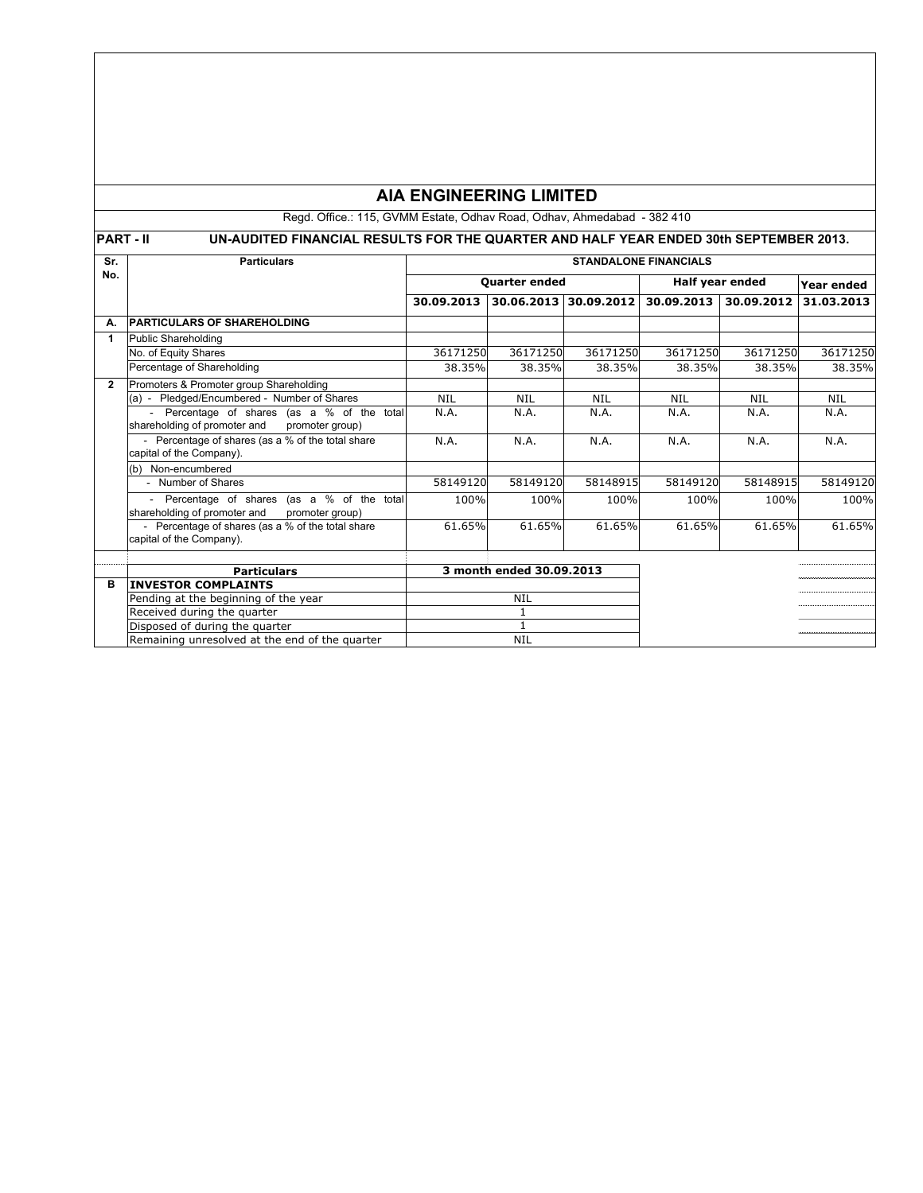# AIA ENGINEERING LIMITED

Regd. Office.: 115, GVMM Estate, Odhav Road, Odhav, Ahmedabad - 382 410

**PART - II UN-AUDITED FINANCIAL RESULTS FOR THE QUARTER AND HALF YEAR ENDED 30th SEPTEMBER 2013.**

| Sr. No. | Particulars | STANDALONE FINANCIALS | | | | | |
|---|---|---|---|---|---|---|---|
| | | Quarter ended | | | Half year ended | | Year ended |
| | | 30.09.2013 | 30.06.2013 | 30.09.2012 | 30.09.2013 | 30.09.2012 | 31.03.2013 |
| **A.** | **PARTICULARS OF SHAREHOLDING** | | | | | | |
| **1** | Public Shareholding | | | | | | |
| | No. of Equity Shares | 36171250 | 36171250 | 36171250 | 36171250 | 36171250 | 36171250 |
| | Percentage of Shareholding | 38.35% | 38.35% | 38.35% | 38.35% | 38.35% | 38.35% |
| **2** | Promoters & Promoter group Shareholding | | | | | | |
| | (a) - Pledged/Encumbered - Number of Shares | NIL | NIL | NIL | NIL | NIL | NIL |
| | - Percentage of shares (as a % of the total shareholding of promoter and promoter group) | N.A. | N.A. | N.A. | N.A. | N.A. | N.A. |
| | - Percentage of shares (as a % of the total share capital of the Company). | N.A. | N.A. | N.A. | N.A. | N.A. | N.A. |
| | (b) Non-encumbered | | | | | | |
| | - Number of Shares | 58149120 | 58149120 | 58148915 | 58149120 | 58148915 | 58149120 |
| | - Percentage of shares (as a % of the total shareholding of promoter and promoter group) | 100% | 100% | 100% | 100% | 100% | 100% |
| | - Percentage of shares (as a % of the total share capital of the Company). | 61.65% | 61.65% | 61.65% | 61.65% | 61.65% | 61.65% |

| | Particulars | 3 month ended 30.09.2013 |
|---|---|---|
| **B** | **INVESTOR COMPLAINTS** | |
| | Pending at the beginning of the year | NIL |
| | Received during the quarter | 1 |
| | Disposed of during the quarter | 1 |
| | Remaining unresolved at the end of the quarter | NIL |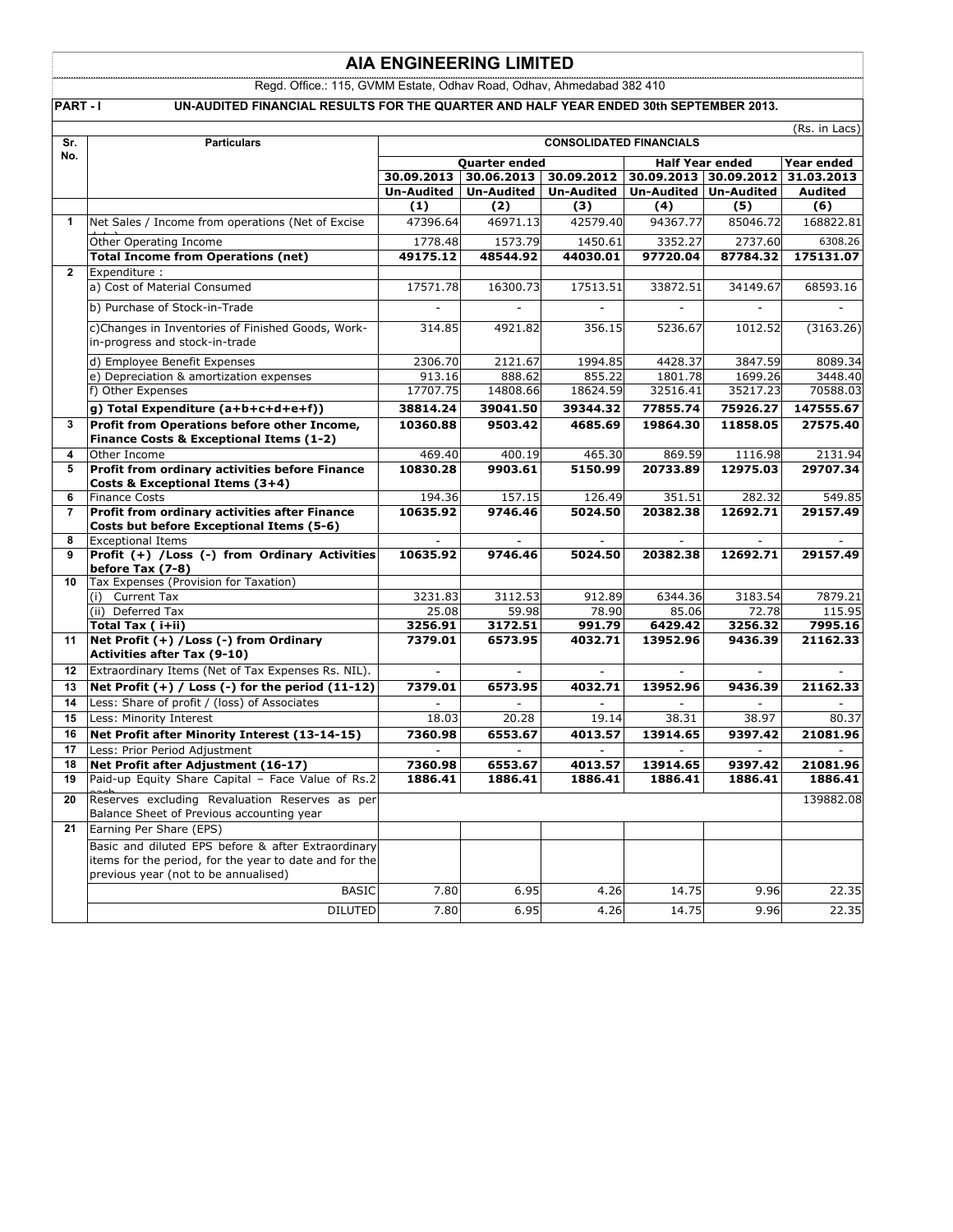# AIA ENGINEERING LIMITED

Regd. Office.: 115, GVMM Estate, Odhav Road, Odhav, Ahmedabad 382 410

**PART - I UN-AUDITED FINANCIAL RESULTS FOR THE QUARTER AND HALF YEAR ENDED 30th SEPTEMBER 2013.**

(Rs. in Lacs)

| Sr. No. | Particulars | CONSOLIDATED FINANCIALS | | | | | |
|---|---|---|---|---|---|---|---|
| | | Quarter ended | | | Half Year ended | | Year ended |
| | | 30.09.2013 | 30.06.2013 | 30.09.2012 | 30.09.2013 | 30.09.2012 | 31.03.2013 |
| | | Un-Audited | Un-Audited | Un-Audited | Un-Audited | Un-Audited | Audited |
| | | (1) | (2) | (3) | (4) | (5) | (6) |
| 1 | Net Sales / Income from operations (Net of Excise duty) | 47396.64 | 46971.13 | 42579.40 | 94367.77 | 85046.72 | 168822.81 |
| | Other Operating Income | 1778.48 | 1573.79 | 1450.61 | 3352.27 | 2737.60 | 6308.26 |
| | **Total Income from Operations (net)** | **49175.12** | **48544.92** | **44030.01** | **97720.04** | **87784.32** | **175131.07** |
| 2 | Expenditure : | | | | | | |
| | a) Cost of Material Consumed | 17571.78 | 16300.73 | 17513.51 | 33872.51 | 34149.67 | 68593.16 |
| | b) Purchase of Stock-in-Trade | - | - | - | - | - | - |
| | c)Changes in Inventories of Finished Goods, Work-in-progress and stock-in-trade | 314.85 | 4921.82 | 356.15 | 5236.67 | 1012.52 | (3163.26) |
| | d) Employee Benefit Expenses | 2306.70 | 2121.67 | 1994.85 | 4428.37 | 3847.59 | 8089.34 |
| | e) Depreciation & amortization expenses | 913.16 | 888.62 | 855.22 | 1801.78 | 1699.26 | 3448.40 |
| | f) Other Expenses | 17707.75 | 14808.66 | 18624.59 | 32516.41 | 35217.23 | 70588.03 |
| | **g) Total Expenditure (a+b+c+d+e+f))** | **38814.24** | **39041.50** | **39344.32** | **77855.74** | **75926.27** | **147555.67** |
| 3 | **Profit from Operations before other Income, Finance Costs & Exceptional Items (1-2)** | **10360.88** | **9503.42** | **4685.69** | **19864.30** | **11858.05** | **27575.40** |
| 4 | Other Income | 469.40 | 400.19 | 465.30 | 869.59 | 1116.98 | 2131.94 |
| 5 | **Profit from ordinary activities before Finance Costs & Exceptional Items (3+4)** | **10830.28** | **9903.61** | **5150.99** | **20733.89** | **12975.03** | **29707.34** |
| 6 | Finance Costs | 194.36 | 157.15 | 126.49 | 351.51 | 282.32 | 549.85 |
| 7 | **Profit from ordinary activities after Finance Costs but before Exceptional Items (5-6)** | **10635.92** | **9746.46** | **5024.50** | **20382.38** | **12692.71** | **29157.49** |
| 8 | Exceptional Items | - | - | - | - | - | - |
| 9 | **Profit (+) /Loss (-) from Ordinary Activities before Tax (7-8)** | **10635.92** | **9746.46** | **5024.50** | **20382.38** | **12692.71** | **29157.49** |
| 10 | Tax Expenses (Provision for Taxation) | | | | | | |
| | (i) Current Tax | 3231.83 | 3112.53 | 912.89 | 6344.36 | 3183.54 | 7879.21 |
| | (ii) Deferred Tax | 25.08 | 59.98 | 78.90 | 85.06 | 72.78 | 115.95 |
| | **Total Tax ( i+ii)** | **3256.91** | **3172.51** | **991.79** | **6429.42** | **3256.32** | **7995.16** |
| 11 | **Net Profit (+) /Loss (-) from Ordinary Activities after Tax (9-10)** | **7379.01** | **6573.95** | **4032.71** | **13952.96** | **9436.39** | **21162.33** |
| 12 | Extraordinary Items (Net of Tax Expenses Rs. NIL). | - | - | - | - | - | - |
| 13 | **Net Profit (+) / Loss (-) for the period (11-12)** | **7379.01** | **6573.95** | **4032.71** | **13952.96** | **9436.39** | **21162.33** |
| 14 | Less: Share of profit / (loss) of Associates | - | - | - | - | - | - |
| 15 | Less: Minority Interest | 18.03 | 20.28 | 19.14 | 38.31 | 38.97 | 80.37 |
| 16 | **Net Profit after Minority Interest (13-14-15)** | **7360.98** | **6553.67** | **4013.57** | **13914.65** | **9397.42** | **21081.96** |
| 17 | Less: Prior Period Adjustment | - | - | - | - | - | - |
| 18 | **Net Profit after Adjustment (16-17)** | **7360.98** | **6553.67** | **4013.57** | **13914.65** | **9397.42** | **21081.96** |
| 19 | Paid-up Equity Share Capital – Face Value of Rs.2 each | **1886.41** | **1886.41** | **1886.41** | **1886.41** | **1886.41** | **1886.41** |
| 20 | Reserves excluding Revaluation Reserves as per Balance Sheet of Previous accounting year | | | | | | 139882.08 |
| 21 | Earning Per Share (EPS) | | | | | | |
| | Basic and diluted EPS before & after Extraordinary items for the period, for the year to date and for the previous year (not to be annualised) | | | | | | |
| | BASIC | 7.80 | 6.95 | 4.26 | 14.75 | 9.96 | 22.35 |
| | DILUTED | 7.80 | 6.95 | 4.26 | 14.75 | 9.96 | 22.35 |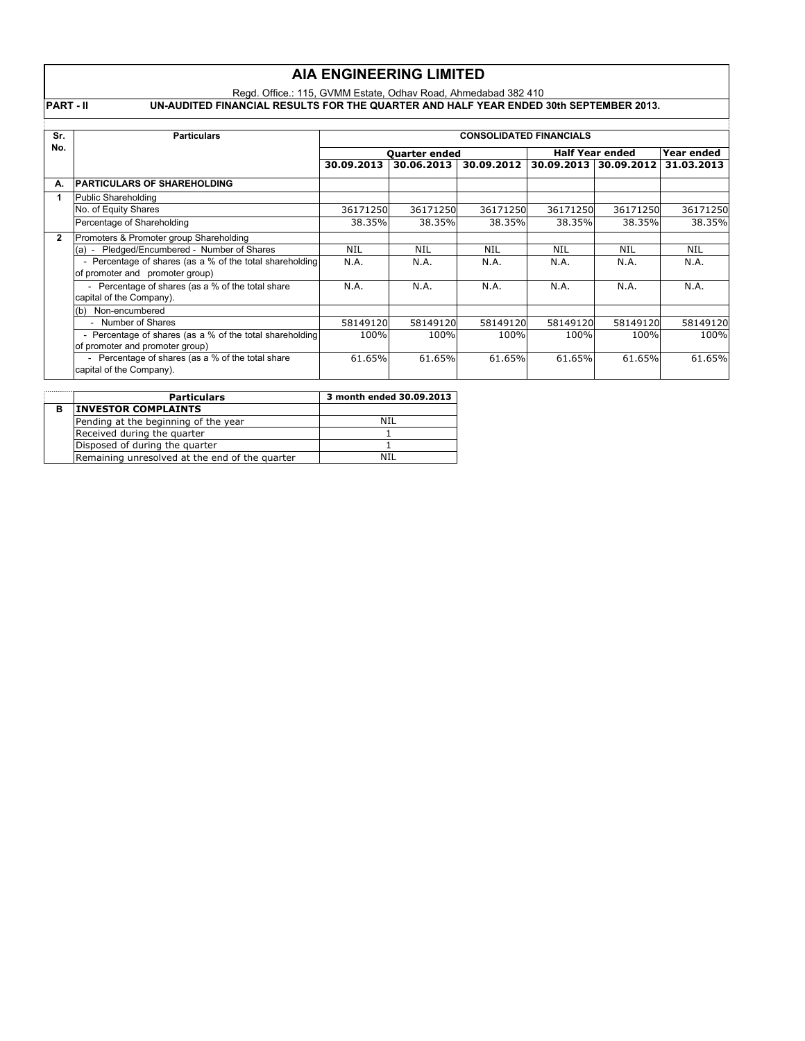# AIA ENGINEERING LIMITED

Regd. Office.: 115, GVMM Estate, Odhav Road, Ahmedabad 382 410

**PART - II** **UN-AUDITED FINANCIAL RESULTS FOR THE QUARTER AND HALF YEAR ENDED 30th SEPTEMBER 2013.**

| Sr. No. | Particulars | CONSOLIDATED FINANCIALS | | | | | |
|---|---|---|---|---|---|---|---|
| | | Quarter ended | | | Half Year ended | | Year ended |
| | | 30.09.2013 | 30.06.2013 | 30.09.2012 | 30.09.2013 | 30.09.2012 | 31.03.2013 |
| A. | PARTICULARS OF SHAREHOLDING | | | | | | |
| 1 | Public Shareholding | | | | | | |
| | No. of Equity Shares | 36171250 | 36171250 | 36171250 | 36171250 | 36171250 | 36171250 |
| | Percentage of Shareholding | 38.35% | 38.35% | 38.35% | 38.35% | 38.35% | 38.35% |
| 2 | Promoters & Promoter group Shareholding | | | | | | |
| | (a) - Pledged/Encumbered - Number of Shares | NIL | NIL | NIL | NIL | NIL | NIL |
| | - Percentage of shares (as a % of the total shareholding of promoter and promoter group) | N.A. | N.A. | N.A. | N.A. | N.A. | N.A. |
| | - Percentage of shares (as a % of the total share capital of the Company). | N.A. | N.A. | N.A. | N.A. | N.A. | N.A. |
| | (b) Non-encumbered | | | | | | |
| | - Number of Shares | 58149120 | 58149120 | 58149120 | 58149120 | 58149120 | 58149120 |
| | - Percentage of shares (as a % of the total shareholding of promoter and promoter group) | 100% | 100% | 100% | 100% | 100% | 100% |
| | - Percentage of shares (as a % of the total share capital of the Company). | 61.65% | 61.65% | 61.65% | 61.65% | 61.65% | 61.65% |

| | Particulars | 3 month ended 30.09.2013 |
|---|---|---|
| B | **INVESTOR COMPLAINTS** | |
| | Pending at the beginning of the year | NIL |
| | Received during the quarter | 1 |
| | Disposed of during the quarter | 1 |
| | Remaining unresolved at the end of the quarter | NIL |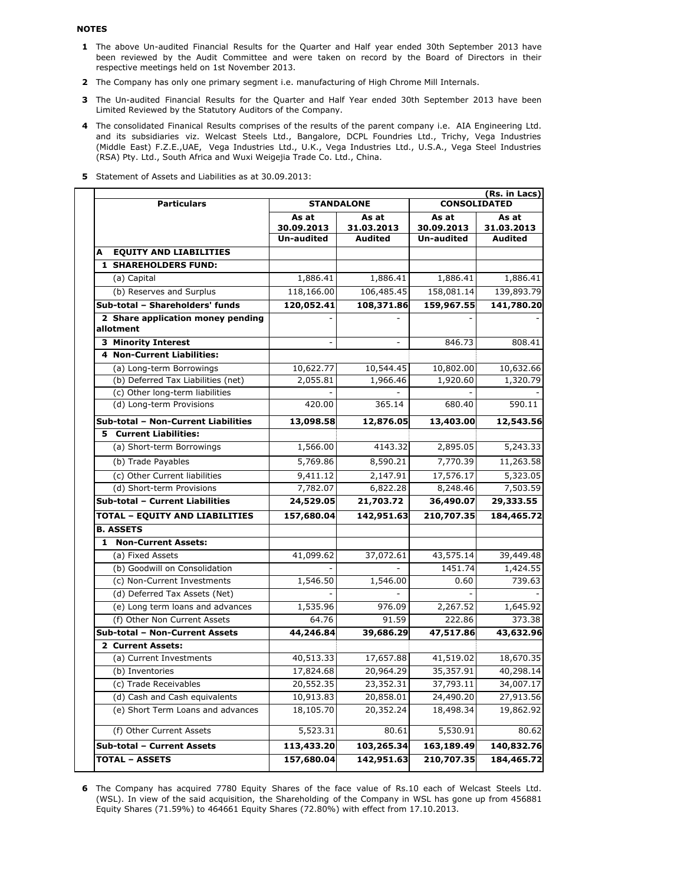**NOTES**

1. The above Un-audited Financial Results for the Quarter and Half year ended 30th September 2013 have been reviewed by the Audit Committee and were taken on record by the Board of Directors in their respective meetings held on 1st November 2013.

2. The Company has only one primary segment i.e. manufacturing of High Chrome Mill Internals.

3. The Un-audited Financial Results for the Quarter and Half Year ended 30th September 2013 have been Limited Reviewed by the Statutory Auditors of the Company.

4. The consolidated Finanical Results comprises of the results of the parent company i.e. AIA Engineering Ltd. and its subsidiaries viz. Welcast Steels Ltd., Bangalore, DCPL Foundries Ltd., Trichy, Vega Industries (Middle East) F.Z.E.,UAE, Vega Industries Ltd., U.K., Vega Industries Ltd., U.S.A., Vega Steel Industries (RSA) Pty. Ltd., South Africa and Wuxi Weigejia Trade Co. Ltd., China.

5. Statement of Assets and Liabilities as at 30.09.2013:

(Rs. in Lacs)

| Particulars | STANDALONE | | CONSOLIDATED | |
|---|---|---|---|---|
| | As at 30.09.2013 Un-audited | As at 31.03.2013 Audited | As at 30.09.2013 Un-audited | As at 31.03.2013 Audited |
| **A EQUITY AND LIABILITIES** | | | | |
| **1 SHAREHOLDERS FUND:** | | | | |
| (a) Capital | 1,886.41 | 1,886.41 | 1,886.41 | 1,886.41 |
| (b) Reserves and Surplus | 118,166.00 | 106,485.45 | 158,081.14 | 139,893.79 |
| **Sub-total – Shareholders' funds** | **120,052.41** | **108,371.86** | **159,967.55** | **141,780.20** |
| **2 Share application money pending allotment** | - | - | - | - |
| **3 Minority Interest** | - | - | 846.73 | 808.41 |
| **4 Non-Current Liabilities:** | | | | |
| (a) Long-term Borrowings | 10,622.77 | 10,544.45 | 10,802.00 | 10,632.66 |
| (b) Deferred Tax Liabilities (net) | 2,055.81 | 1,966.46 | 1,920.60 | 1,320.79 |
| (c) Other long-term liabilities | - | - | - | - |
| (d) Long-term Provisions | 420.00 | 365.14 | 680.40 | 590.11 |
| **Sub-total – Non-Current Liabilities** | **13,098.58** | **12,876.05** | **13,403.00** | **12,543.56** |
| **5 Current Liabilities:** | | | | |
| (a) Short-term Borrowings | 1,566.00 | 4143.32 | 2,895.05 | 5,243.33 |
| (b) Trade Payables | 5,769.86 | 8,590.21 | 7,770.39 | 11,263.58 |
| (c) Other Current liabilities | 9,411.12 | 2,147.91 | 17,576.17 | 5,323.05 |
| (d) Short-term Provisions | 7,782.07 | 6,822.28 | 8,248.46 | 7,503.59 |
| **Sub-total – Current Liabilities** | **24,529.05** | **21,703.72** | **36,490.07** | **29,333.55** |
| **TOTAL – EQUITY AND LIABILITIES** | **157,680.04** | **142,951.63** | **210,707.35** | **184,465.72** |
| **B. ASSETS** | | | | |
| **1 Non-Current Assets:** | | | | |
| (a) Fixed Assets | 41,099.62 | 37,072.61 | 43,575.14 | 39,449.48 |
| (b) Goodwill on Consolidation | - | - | 1451.74 | 1,424.55 |
| (c) Non-Current Investments | 1,546.50 | 1,546.00 | 0.60 | 739.63 |
| (d) Deferred Tax Assets (Net) | - | - | - | - |
| (e) Long term loans and advances | 1,535.96 | 976.09 | 2,267.52 | 1,645.92 |
| (f) Other Non Current Assets | 64.76 | 91.59 | 222.86 | 373.38 |
| **Sub-total – Non-Current Assets** | **44,246.84** | **39,686.29** | **47,517.86** | **43,632.96** |
| **2 Current Assets:** | | | | |
| (a) Current Investments | 40,513.33 | 17,657.88 | 41,519.02 | 18,670.35 |
| (b) Inventories | 17,824.68 | 20,964.29 | 35,357.91 | 40,298.14 |
| (c) Trade Receivables | 20,552.35 | 23,352.31 | 37,793.11 | 34,007.17 |
| (d) Cash and Cash equivalents | 10,913.83 | 20,858.01 | 24,490.20 | 27,913.56 |
| (e) Short Term Loans and advances | 18,105.70 | 20,352.24 | 18,498.34 | 19,862.92 |
| (f) Other Current Assets | 5,523.31 | 80.61 | 5,530.91 | 80.62 |
| **Sub-total – Current Assets** | **113,433.20** | **103,265.34** | **163,189.49** | **140,832.76** |
| **TOTAL – ASSETS** | **157,680.04** | **142,951.63** | **210,707.35** | **184,465.72** |

6. The Company has acquired 7780 Equity Shares of the face value of Rs.10 each of Welcast Steels Ltd. (WSL). In view of the said acquisition, the Shareholding of the Company in WSL has gone up from 456881 Equity Shares (71.59%) to 464661 Equity Shares (72.80%) with effect from 17.10.2013.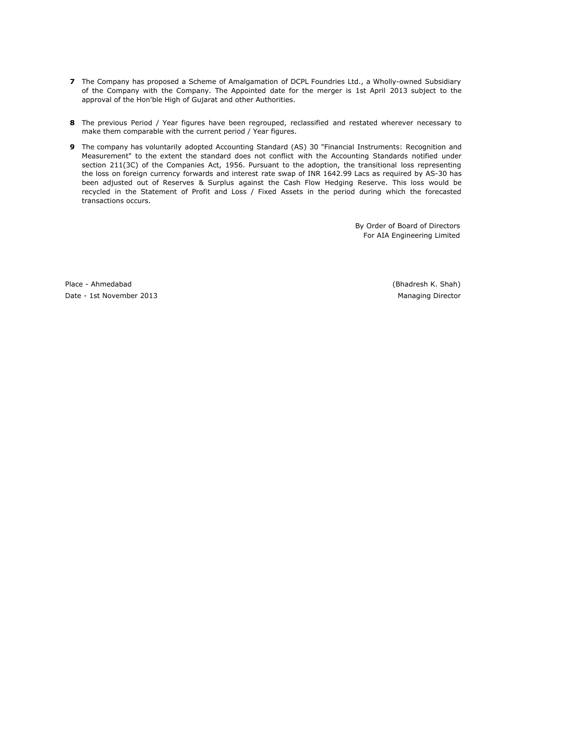**7** The Company has proposed a Scheme of Amalgamation of DCPL Foundries Ltd., a Wholly-owned Subsidiary of the Company with the Company. The Appointed date for the merger is 1st April 2013 subject to the approval of the Hon'ble High of Gujarat and other Authorities.

**8** The previous Period / Year figures have been regrouped, reclassified and restated wherever necessary to make them comparable with the current period / Year figures.

**9** The company has voluntarily adopted Accounting Standard (AS) 30 "Financial Instruments: Recognition and Measurement" to the extent the standard does not conflict with the Accounting Standards notified under section 211(3C) of the Companies Act, 1956. Pursuant to the adoption, the transitional loss representing the loss on foreign currency forwards and interest rate swap of INR 1642.99 Lacs as required by AS-30 has been adjusted out of Reserves & Surplus against the Cash Flow Hedging Reserve. This loss would be recycled in the Statement of Profit and Loss / Fixed Assets in the period during which the forecasted transactions occurs.

By Order of Board of Directors
For AIA Engineering Limited

Place - Ahmedabad
Date - 1st November 2013

(Bhadresh K. Shah)
Managing Director